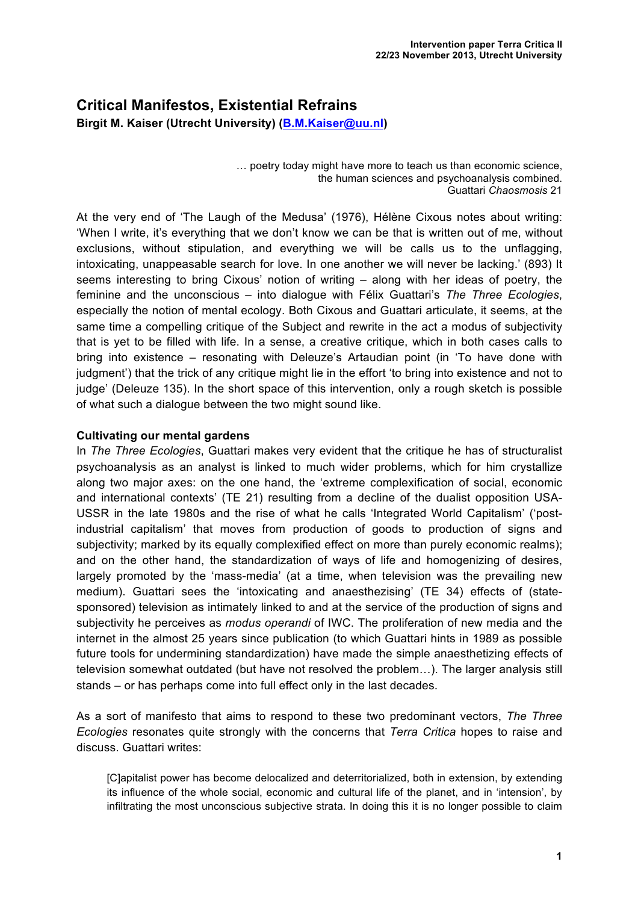# Critical Manifestos, Existential Refrains

**Birgit M. Kaiser (Utrecht University) (B.M.Kaiser@uu.nl)**

> … poetry today might have more to teach us than economic science, the human sciences and psychoanalysis combined.
> Guattari *Chaosmosis* 21

At the very end of 'The Laugh of the Medusa' (1976), Hélène Cixous notes about writing: 'When I write, it's everything that we don't know we can be that is written out of me, without exclusions, without stipulation, and everything we will be calls us to the unflagging, intoxicating, unappeasable search for love. In one another we will never be lacking.' (893) It seems interesting to bring Cixous' notion of writing – along with her ideas of poetry, the feminine and the unconscious – into dialogue with Félix Guattari's *The Three Ecologies*, especially the notion of mental ecology. Both Cixous and Guattari articulate, it seems, at the same time a compelling critique of the Subject and rewrite in the act a modus of subjectivity that is yet to be filled with life. In a sense, a creative critique, which in both cases calls to bring into existence – resonating with Deleuze's Artaudian point (in 'To have done with judgment') that the trick of any critique might lie in the effort 'to bring into existence and not to judge' (Deleuze 135). In the short space of this intervention, only a rough sketch is possible of what such a dialogue between the two might sound like.

## Cultivating our mental gardens

In *The Three Ecologies*, Guattari makes very evident that the critique he has of structuralist psychoanalysis as an analyst is linked to much wider problems, which for him crystallize along two major axes: on the one hand, the 'extreme complexification of social, economic and international contexts' (TE 21) resulting from a decline of the dualist opposition USA-USSR in the late 1980s and the rise of what he calls 'Integrated World Capitalism' ('post-industrial capitalism' that moves from production of goods to production of signs and subjectivity; marked by its equally complexified effect on more than purely economic realms); and on the other hand, the standardization of ways of life and homogenizing of desires, largely promoted by the 'mass-media' (at a time, when television was the prevailing new medium). Guattari sees the 'intoxicating and anaesthezising' (TE 34) effects of (state-sponsored) television as intimately linked to and at the service of the production of signs and subjectivity he perceives as *modus operandi* of IWC. The proliferation of new media and the internet in the almost 25 years since publication (to which Guattari hints in 1989 as possible future tools for undermining standardization) have made the simple anaesthetizing effects of television somewhat outdated (but have not resolved the problem…). The larger analysis still stands – or has perhaps come into full effect only in the last decades.

As a sort of manifesto that aims to respond to these two predominant vectors, *The Three Ecologies* resonates quite strongly with the concerns that *Terra Critica* hopes to raise and discuss. Guattari writes:

> [C]apitalist power has become delocalized and deterritorialized, both in extension, by extending its influence of the whole social, economic and cultural life of the planet, and in 'intension', by infiltrating the most unconscious subjective strata. In doing this it is no longer possible to claim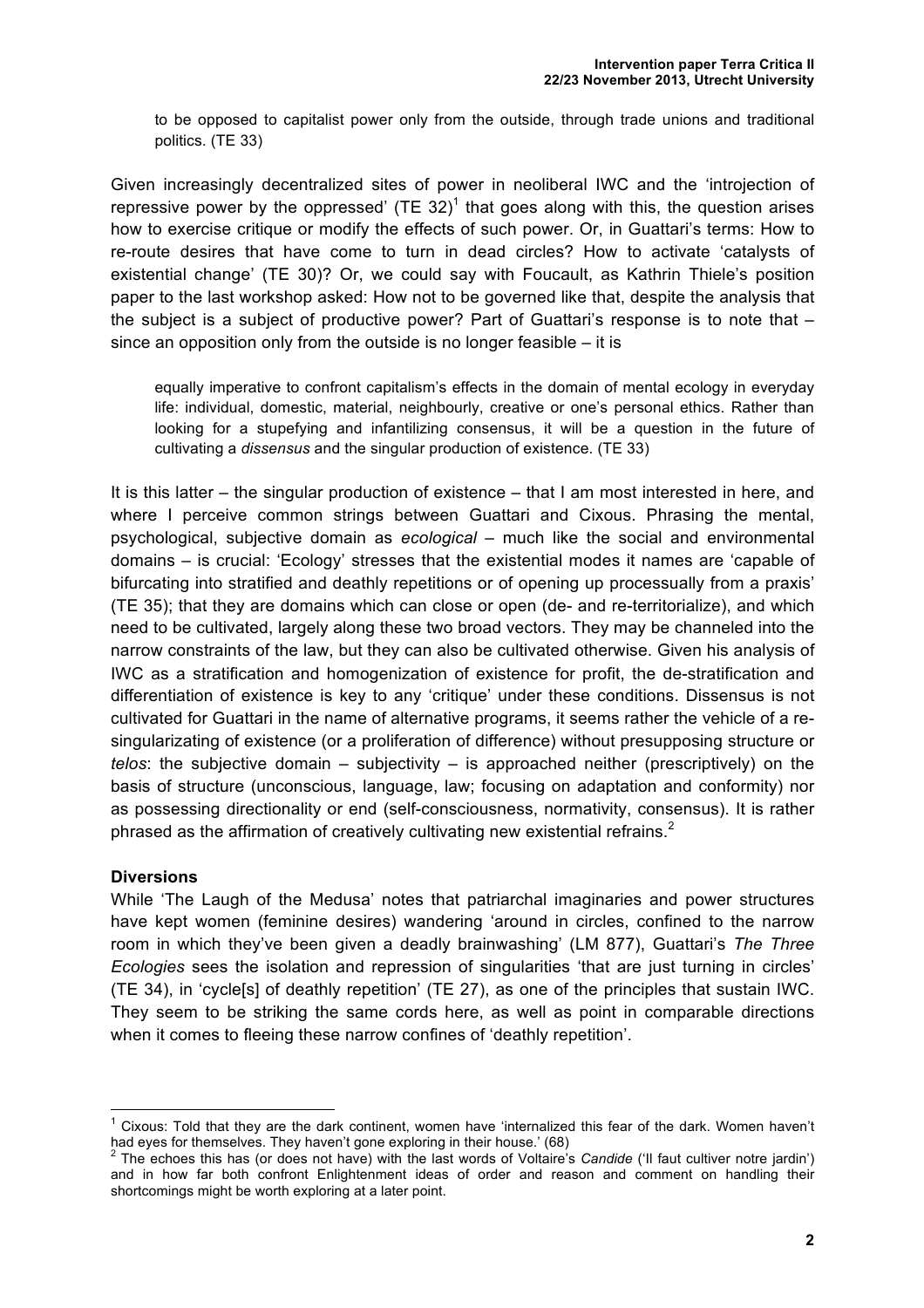> to be opposed to capitalist power only from the outside, through trade unions and traditional politics. (TE 33)

Given increasingly decentralized sites of power in neoliberal IWC and the 'introjection of repressive power by the oppressed' (TE 32)[1] that goes along with this, the question arises how to exercise critique or modify the effects of such power. Or, in Guattari's terms: How to re-route desires that have come to turn in dead circles? How to activate 'catalysts of existential change' (TE 30)? Or, we could say with Foucault, as Kathrin Thiele's position paper to the last workshop asked: How not to be governed like that, despite the analysis that the subject is a subject of productive power? Part of Guattari's response is to note that – since an opposition only from the outside is no longer feasible – it is

> equally imperative to confront capitalism's effects in the domain of mental ecology in everyday life: individual, domestic, material, neighbourly, creative or one's personal ethics. Rather than looking for a stupefying and infantilizing consensus, it will be a question in the future of cultivating a *dissensus* and the singular production of existence. (TE 33)

It is this latter – the singular production of existence – that I am most interested in here, and where I perceive common strings between Guattari and Cixous. Phrasing the mental, psychological, subjective domain as *ecological* – much like the social and environmental domains – is crucial: 'Ecology' stresses that the existential modes it names are 'capable of bifurcating into stratified and deathly repetitions or of opening up processually from a praxis' (TE 35); that they are domains which can close or open (de- and re-territorialize), and which need to be cultivated, largely along these two broad vectors. They may be channeled into the narrow constraints of the law, but they can also be cultivated otherwise. Given his analysis of IWC as a stratification and homogenization of existence for profit, the de-stratification and differentiation of existence is key to any 'critique' under these conditions. Dissensus is not cultivated for Guattari in the name of alternative programs, it seems rather the vehicle of a re-singularizating of existence (or a proliferation of difference) without presupposing structure or *telos*: the subjective domain – subjectivity – is approached neither (prescriptively) on the basis of structure (unconscious, language, law; focusing on adaptation and conformity) nor as possessing directionality or end (self-consciousness, normativity, consensus). It is rather phrased as the affirmation of creatively cultivating new existential refrains.[2]

**Diversions**

While 'The Laugh of the Medusa' notes that patriarchal imaginaries and power structures have kept women (feminine desires) wandering 'around in circles, confined to the narrow room in which they've been given a deadly brainwashing' (LM 877), Guattari's *The Three Ecologies* sees the isolation and repression of singularities 'that are just turning in circles' (TE 34), in 'cycle[s] of deathly repetition' (TE 27), as one of the principles that sustain IWC. They seem to be striking the same cords here, as well as point in comparable directions when it comes to fleeing these narrow confines of 'deathly repetition'.

---

[1] Cixous: Told that they are the dark continent, women have 'internalized this fear of the dark. Women haven't had eyes for themselves. They haven't gone exploring in their house.' (68)

[2] The echoes this has (or does not have) with the last words of Voltaire's *Candide* ('Il faut cultiver notre jardin') and in how far both confront Enlightenment ideas of order and reason and comment on handling their shortcomings might be worth exploring at a later point.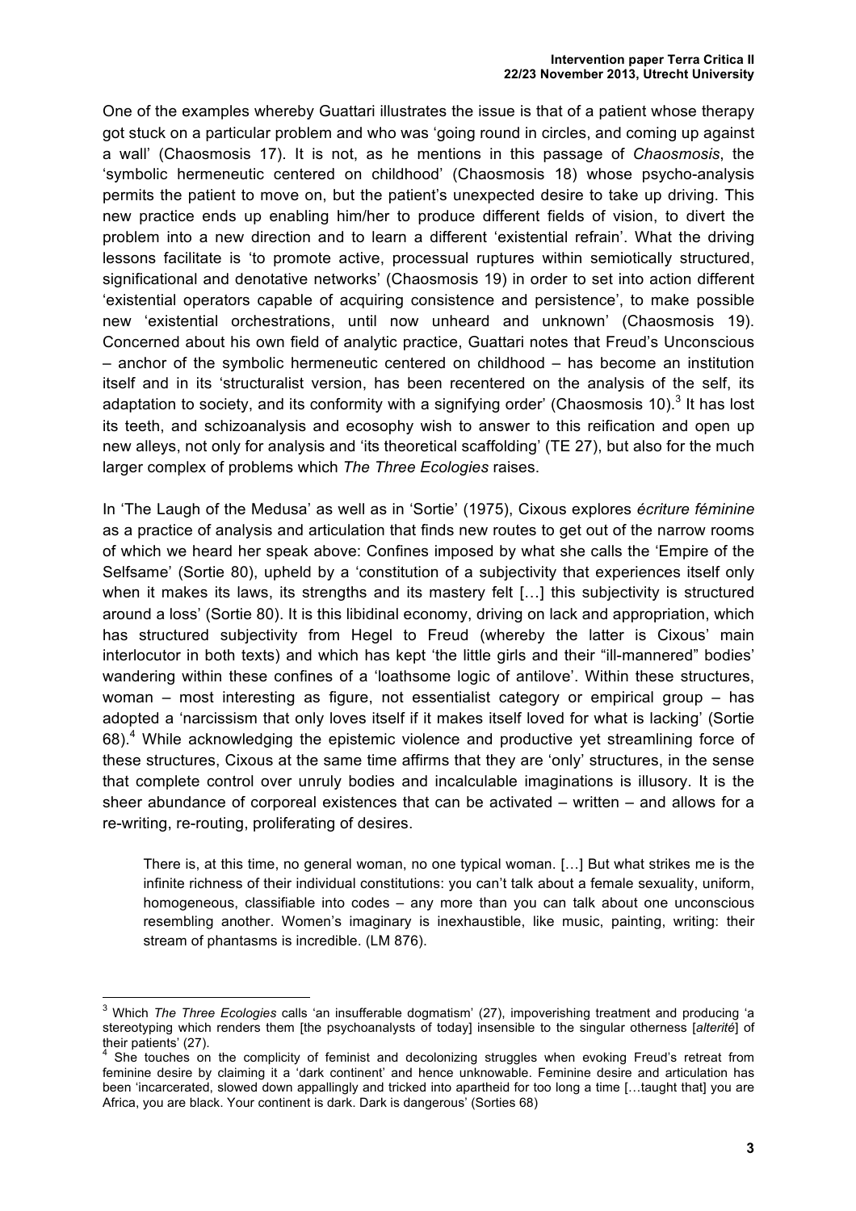One of the examples whereby Guattari illustrates the issue is that of a patient whose therapy got stuck on a particular problem and who was 'going round in circles, and coming up against a wall' (Chaosmosis 17). It is not, as he mentions in this passage of *Chaosmosis*, the 'symbolic hermeneutic centered on childhood' (Chaosmosis 18) whose psycho-analysis permits the patient to move on, but the patient's unexpected desire to take up driving. This new practice ends up enabling him/her to produce different fields of vision, to divert the problem into a new direction and to learn a different 'existential refrain'. What the driving lessons facilitate is 'to promote active, processual ruptures within semiotically structured, significational and denotative networks' (Chaosmosis 19) in order to set into action different 'existential operators capable of acquiring consistence and persistence', to make possible new 'existential orchestrations, until now unheard and unknown' (Chaosmosis 19). Concerned about his own field of analytic practice, Guattari notes that Freud's Unconscious – anchor of the symbolic hermeneutic centered on childhood – has become an institution itself and in its 'structuralist version, has been recentered on the analysis of the self, its adaptation to society, and its conformity with a signifying order' (Chaosmosis 10).[3] It has lost its teeth, and schizoanalysis and ecosophy wish to answer to this reification and open up new alleys, not only for analysis and 'its theoretical scaffolding' (TE 27), but also for the much larger complex of problems which *The Three Ecologies* raises.

In 'The Laugh of the Medusa' as well as in 'Sortie' (1975), Cixous explores *écriture féminine* as a practice of analysis and articulation that finds new routes to get out of the narrow rooms of which we heard her speak above: Confines imposed by what she calls the 'Empire of the Selfsame' (Sortie 80), upheld by a 'constitution of a subjectivity that experiences itself only when it makes its laws, its strengths and its mastery felt […] this subjectivity is structured around a loss' (Sortie 80). It is this libidinal economy, driving on lack and appropriation, which has structured subjectivity from Hegel to Freud (whereby the latter is Cixous' main interlocutor in both texts) and which has kept 'the little girls and their "ill-mannered" bodies' wandering within these confines of a 'loathsome logic of antilove'. Within these structures, woman – most interesting as figure, not essentialist category or empirical group – has adopted a 'narcissism that only loves itself if it makes itself loved for what is lacking' (Sortie 68).[4] While acknowledging the epistemic violence and productive yet streamlining force of these structures, Cixous at the same time affirms that they are 'only' structures, in the sense that complete control over unruly bodies and incalculable imaginations is illusory. It is the sheer abundance of corporeal existences that can be activated – written – and allows for a re-writing, re-routing, proliferating of desires.

> There is, at this time, no general woman, no one typical woman. […] But what strikes me is the infinite richness of their individual constitutions: you can't talk about a female sexuality, uniform, homogeneous, classifiable into codes – any more than you can talk about one unconscious resembling another. Women's imaginary is inexhaustible, like music, painting, writing: their stream of phantasms is incredible. (LM 876).

---

[3] Which *The Three Ecologies* calls 'an insufferable dogmatism' (27), impoverishing treatment and producing 'a stereotyping which renders them [the psychoanalysts of today] insensible to the singular otherness [*alterité*] of their patients' (27).

[4] She touches on the complicity of feminist and decolonizing struggles when evoking Freud's retreat from feminine desire by claiming it a 'dark continent' and hence unknowable. Feminine desire and articulation has been 'incarcerated, slowed down appallingly and tricked into apartheid for too long a time […taught that] you are Africa, you are black. Your continent is dark. Dark is dangerous' (Sorties 68)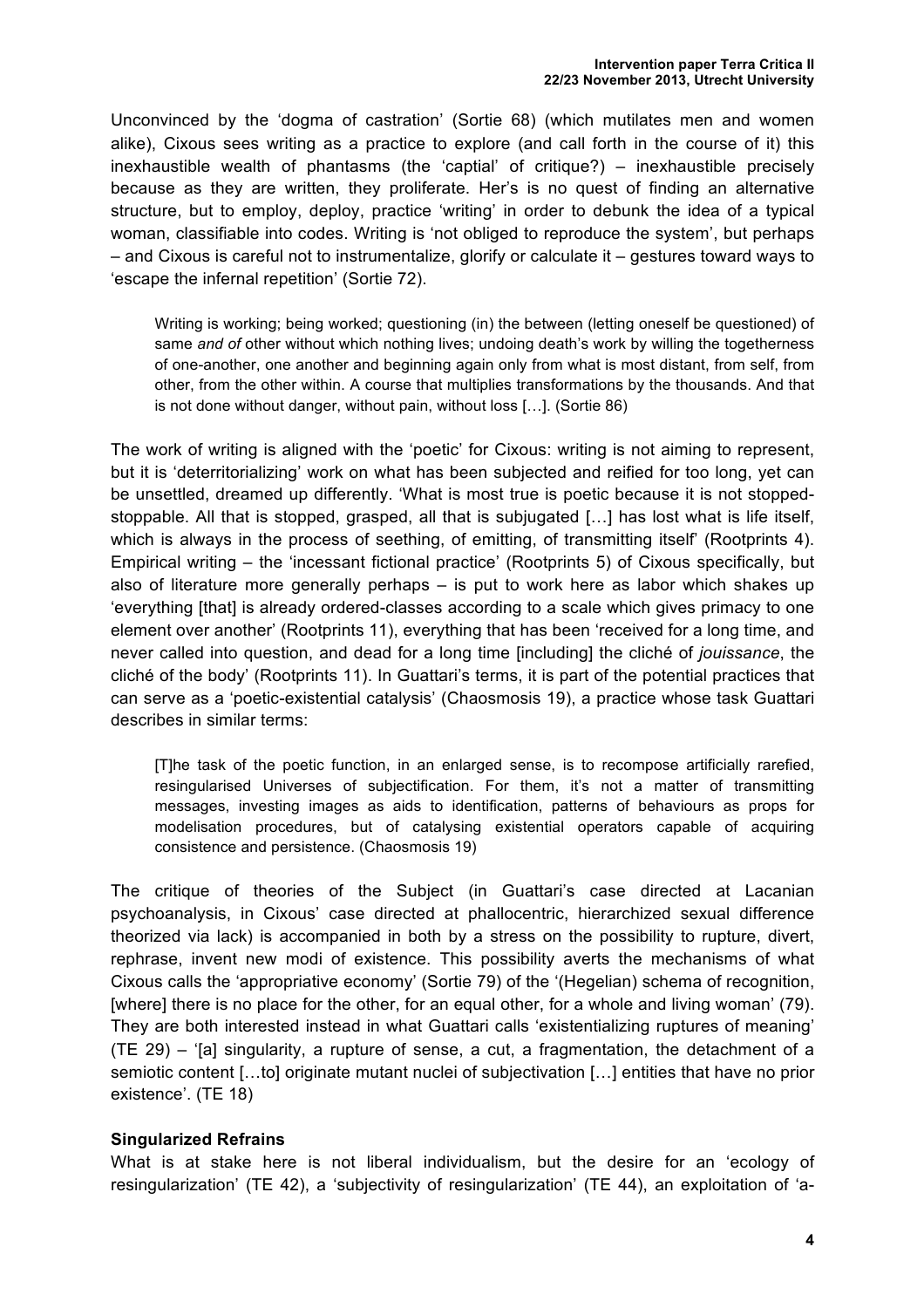Unconvinced by the 'dogma of castration' (Sortie 68) (which mutilates men and women alike), Cixous sees writing as a practice to explore (and call forth in the course of it) this inexhaustible wealth of phantasms (the 'captial' of critique?) – inexhaustible precisely because as they are written, they proliferate. Her's is no quest of finding an alternative structure, but to employ, deploy, practice 'writing' in order to debunk the idea of a typical woman, classifiable into codes. Writing is 'not obliged to reproduce the system', but perhaps – and Cixous is careful not to instrumentalize, glorify or calculate it – gestures toward ways to 'escape the infernal repetition' (Sortie 72).

> Writing is working; being worked; questioning (in) the between (letting oneself be questioned) of same *and of* other without which nothing lives; undoing death's work by willing the togetherness of one-another, one another and beginning again only from what is most distant, from self, from other, from the other within. A course that multiplies transformations by the thousands. And that is not done without danger, without pain, without loss […]. (Sortie 86)

The work of writing is aligned with the 'poetic' for Cixous: writing is not aiming to represent, but it is 'deterritorializing' work on what has been subjected and reified for too long, yet can be unsettled, dreamed up differently. 'What is most true is poetic because it is not stopped-stoppable. All that is stopped, grasped, all that is subjugated […] has lost what is life itself, which is always in the process of seething, of emitting, of transmitting itself' (Rootprints 4). Empirical writing – the 'incessant fictional practice' (Rootprints 5) of Cixous specifically, but also of literature more generally perhaps – is put to work here as labor which shakes up 'everything [that] is already ordered-classes according to a scale which gives primacy to one element over another' (Rootprints 11), everything that has been 'received for a long time, and never called into question, and dead for a long time [including] the cliché of *jouissance*, the cliché of the body' (Rootprints 11). In Guattari's terms, it is part of the potential practices that can serve as a 'poetic-existential catalysis' (Chaosmosis 19), a practice whose task Guattari describes in similar terms:

> [T]he task of the poetic function, in an enlarged sense, is to recompose artificially rarefied, resingularised Universes of subjectification. For them, it's not a matter of transmitting messages, investing images as aids to identification, patterns of behaviours as props for modelisation procedures, but of catalysing existential operators capable of acquiring consistence and persistence. (Chaosmosis 19)

The critique of theories of the Subject (in Guattari's case directed at Lacanian psychoanalysis, in Cixous' case directed at phallocentric, hierarchized sexual difference theorized via lack) is accompanied in both by a stress on the possibility to rupture, divert, rephrase, invent new modi of existence. This possibility averts the mechanisms of what Cixous calls the 'appropriative economy' (Sortie 79) of the '(Hegelian) schema of recognition, [where] there is no place for the other, for an equal other, for a whole and living woman' (79). They are both interested instead in what Guattari calls 'existentializing ruptures of meaning' (TE 29) – '[a] singularity, a rupture of sense, a cut, a fragmentation, the detachment of a semiotic content […to] originate mutant nuclei of subjectivation […] entities that have no prior existence'. (TE 18)

**Singularized Refrains**

What is at stake here is not liberal individualism, but the desire for an 'ecology of resingularization' (TE 42), a 'subjectivity of resingularization' (TE 44), an exploitation of 'a-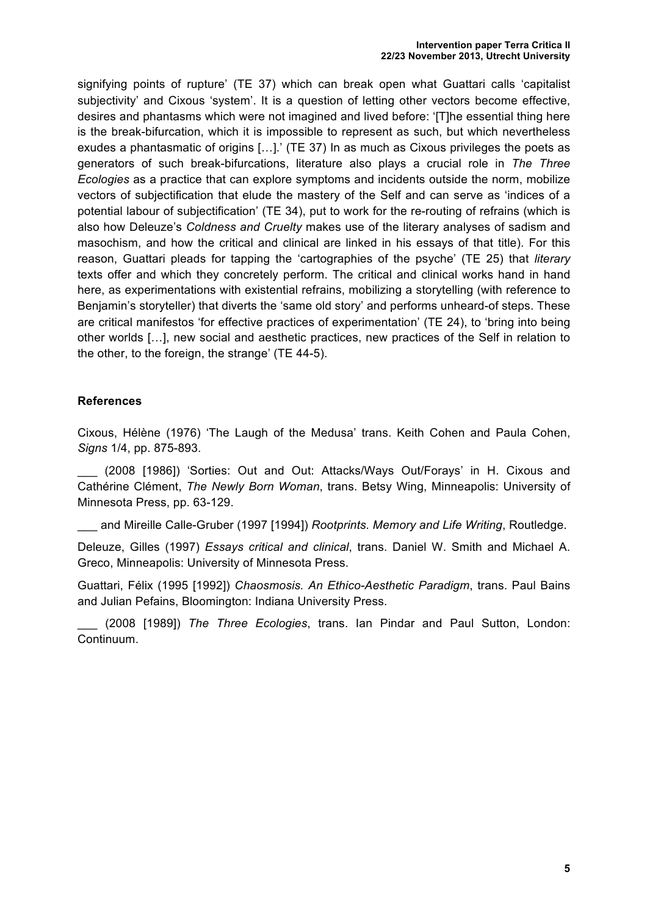signifying points of rupture' (TE 37) which can break open what Guattari calls 'capitalist subjectivity' and Cixous 'system'. It is a question of letting other vectors become effective, desires and phantasms which were not imagined and lived before: '[T]he essential thing here is the break-bifurcation, which it is impossible to represent as such, but which nevertheless exudes a phantasmatic of origins […].' (TE 37) In as much as Cixous privileges the poets as generators of such break-bifurcations, literature also plays a crucial role in *The Three Ecologies* as a practice that can explore symptoms and incidents outside the norm, mobilize vectors of subjectification that elude the mastery of the Self and can serve as 'indices of a potential labour of subjectification' (TE 34), put to work for the re-routing of refrains (which is also how Deleuze's *Coldness and Cruelty* makes use of the literary analyses of sadism and masochism, and how the critical and clinical are linked in his essays of that title). For this reason, Guattari pleads for tapping the 'cartographies of the psyche' (TE 25) that *literary* texts offer and which they concretely perform. The critical and clinical works hand in hand here, as experimentations with existential refrains, mobilizing a storytelling (with reference to Benjamin's storyteller) that diverts the 'same old story' and performs unheard-of steps. These are critical manifestos 'for effective practices of experimentation' (TE 24), to 'bring into being other worlds […], new social and aesthetic practices, new practices of the Self in relation to the other, to the foreign, the strange' (TE 44-5).

## References

Cixous, Hélène (1976) 'The Laugh of the Medusa' trans. Keith Cohen and Paula Cohen, *Signs* 1/4, pp. 875-893.

___ (2008 [1986]) 'Sorties: Out and Out: Attacks/Ways Out/Forays' in H. Cixous and Cathérine Clément, *The Newly Born Woman*, trans. Betsy Wing, Minneapolis: University of Minnesota Press, pp. 63-129.

___ and Mireille Calle-Gruber (1997 [1994]) *Rootprints. Memory and Life Writing*, Routledge.

Deleuze, Gilles (1997) *Essays critical and clinical*, trans. Daniel W. Smith and Michael A. Greco, Minneapolis: University of Minnesota Press.

Guattari, Félix (1995 [1992]) *Chaosmosis. An Ethico-Aesthetic Paradigm*, trans. Paul Bains and Julian Pefains, Bloomington: Indiana University Press.

___ (2008 [1989]) *The Three Ecologies*, trans. Ian Pindar and Paul Sutton, London: Continuum.